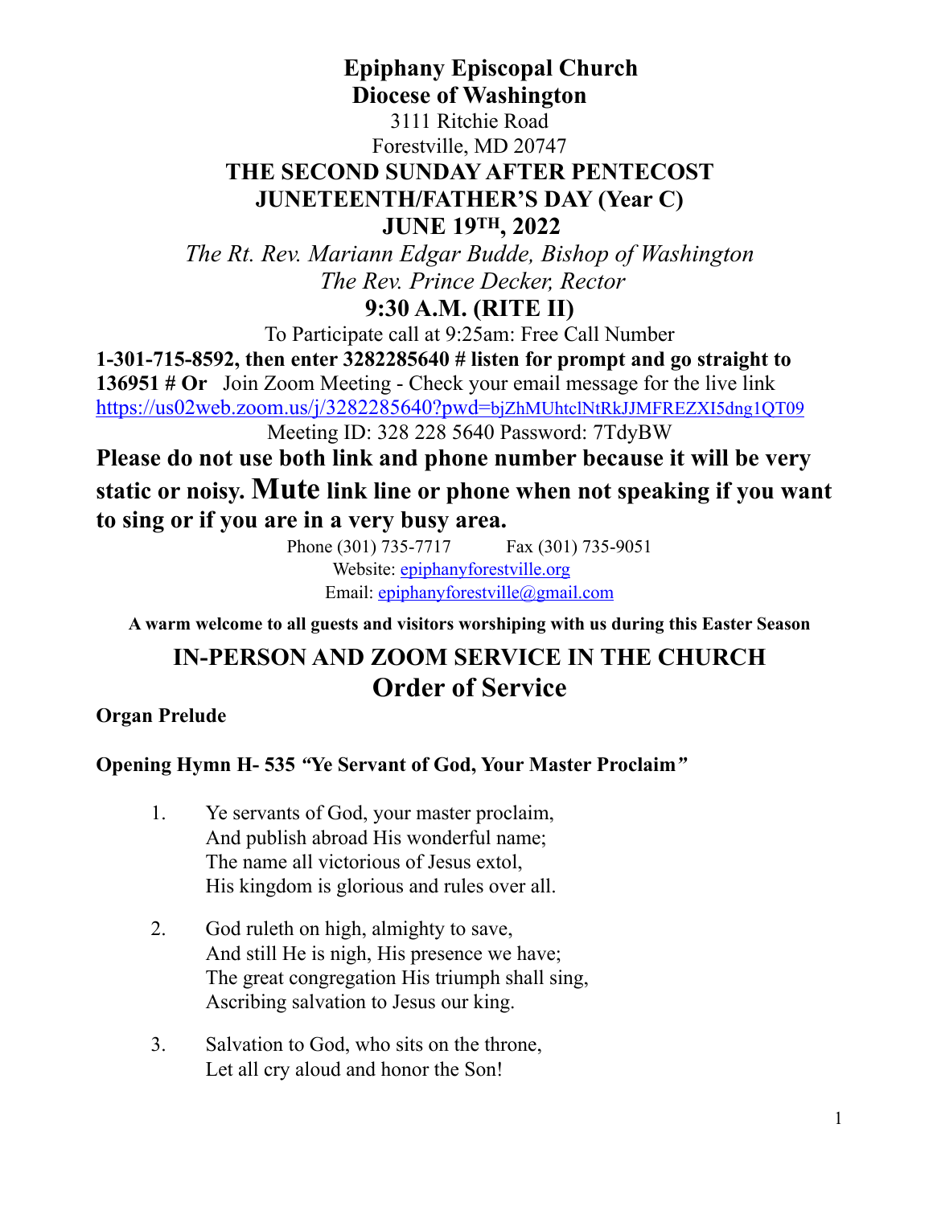# Epiphany Episcopal Church
## Diocese of Washington

3111 Ritchie Road
Forestville, MD 20747

## THE SECOND SUNDAY AFTER PENTECOST
## JUNETEENTH/FATHER'S DAY (Year C)
## JUNE 19TH, 2022

*The Rt. Rev. Mariann Edgar Budde, Bishop of Washington*
*The Rev. Prince Decker, Rector*

**9:30 A.M. (RITE II)**

To Participate call at 9:25am: Free Call Number

**1-301-715-8592, then enter 3282285640 # listen for prompt and go straight to 136951 # Or** Join Zoom Meeting - Check your email message for the live link [https://us02web.zoom.us/j/3282285640?pwd=bjZhMUhtclNtRkJJMFREZXI5dng1QT09](https://us02web.zoom.us/j/3282285640?pwd=bjZhMUhtclNtRkJJMFREZXI5dng1QT09)

Meeting ID: 328 228 5640 Password: 7TdyBW

**Please do not use both link and phone number because it will be very static or noisy. Mute link line or phone when not speaking if you want to sing or if you are in a very busy area.**

Phone (301) 735-7717 Fax (301) 735-9051
Website: [epiphanyforestville.org](epiphanyforestville.org)
Email: [epiphanyforestville@gmail.com](mailto:epiphanyforestville@gmail.com)

**A warm welcome to all guests and visitors worshiping with us during this Easter Season**

## IN-PERSON AND ZOOM SERVICE IN THE CHURCH
## Order of Service

**Organ Prelude**

**Opening Hymn H- 535 "Ye Servant of God, Your Master Proclaim"**

1. Ye servants of God, your master proclaim,
   And publish abroad His wonderful name;
   The name all victorious of Jesus extol,
   His kingdom is glorious and rules over all.

2. God ruleth on high, almighty to save,
   And still He is nigh, His presence we have;
   The great congregation His triumph shall sing,
   Ascribing salvation to Jesus our king.

3. Salvation to God, who sits on the throne,
   Let all cry aloud and honor the Son!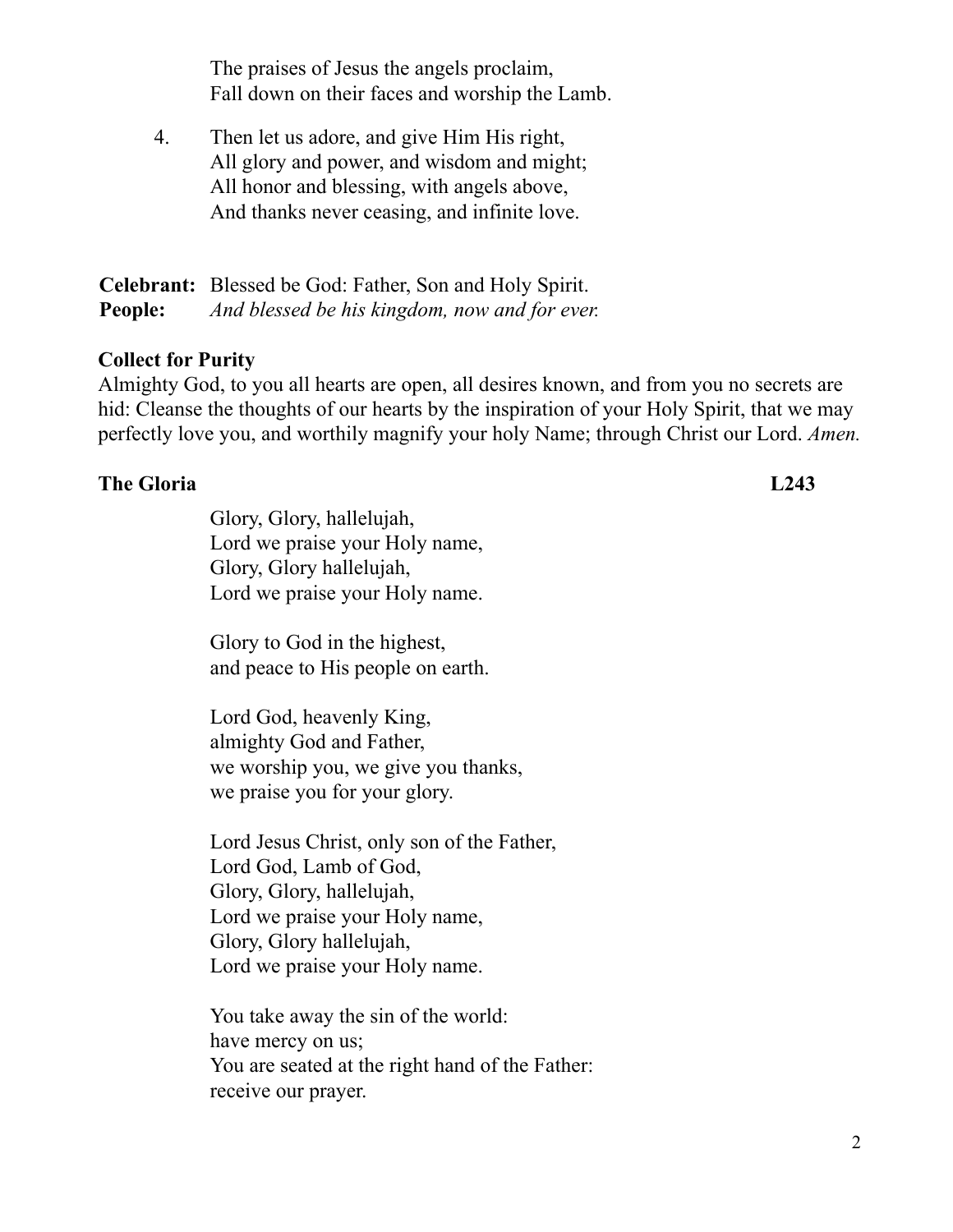The praises of Jesus the angels proclaim,
Fall down on their faces and worship the Lamb.

4. Then let us adore, and give Him His right,
All glory and power, and wisdom and might;
All honor and blessing, with angels above,
And thanks never ceasing, and infinite love.

**Celebrant:** Blessed be God: Father, Son and Holy Spirit.
**People:** *And blessed be his kingdom, now and for ever.*

**Collect for Purity**

Almighty God, to you all hearts are open, all desires known, and from you no secrets are hid: Cleanse the thoughts of our hearts by the inspiration of your Holy Spirit, that we may perfectly love you, and worthily magnify your holy Name; through Christ our Lord. *Amen.*

**The Gloria** **L243**

Glory, Glory, hallelujah,
Lord we praise your Holy name,
Glory, Glory hallelujah,
Lord we praise your Holy name.

Glory to God in the highest,
and peace to His people on earth.

Lord God, heavenly King,
almighty God and Father,
we worship you, we give you thanks,
we praise you for your glory.

Lord Jesus Christ, only son of the Father,
Lord God, Lamb of God,
Glory, Glory, hallelujah,
Lord we praise your Holy name,
Glory, Glory hallelujah,
Lord we praise your Holy name.

You take away the sin of the world:
have mercy on us;
You are seated at the right hand of the Father:
receive our prayer.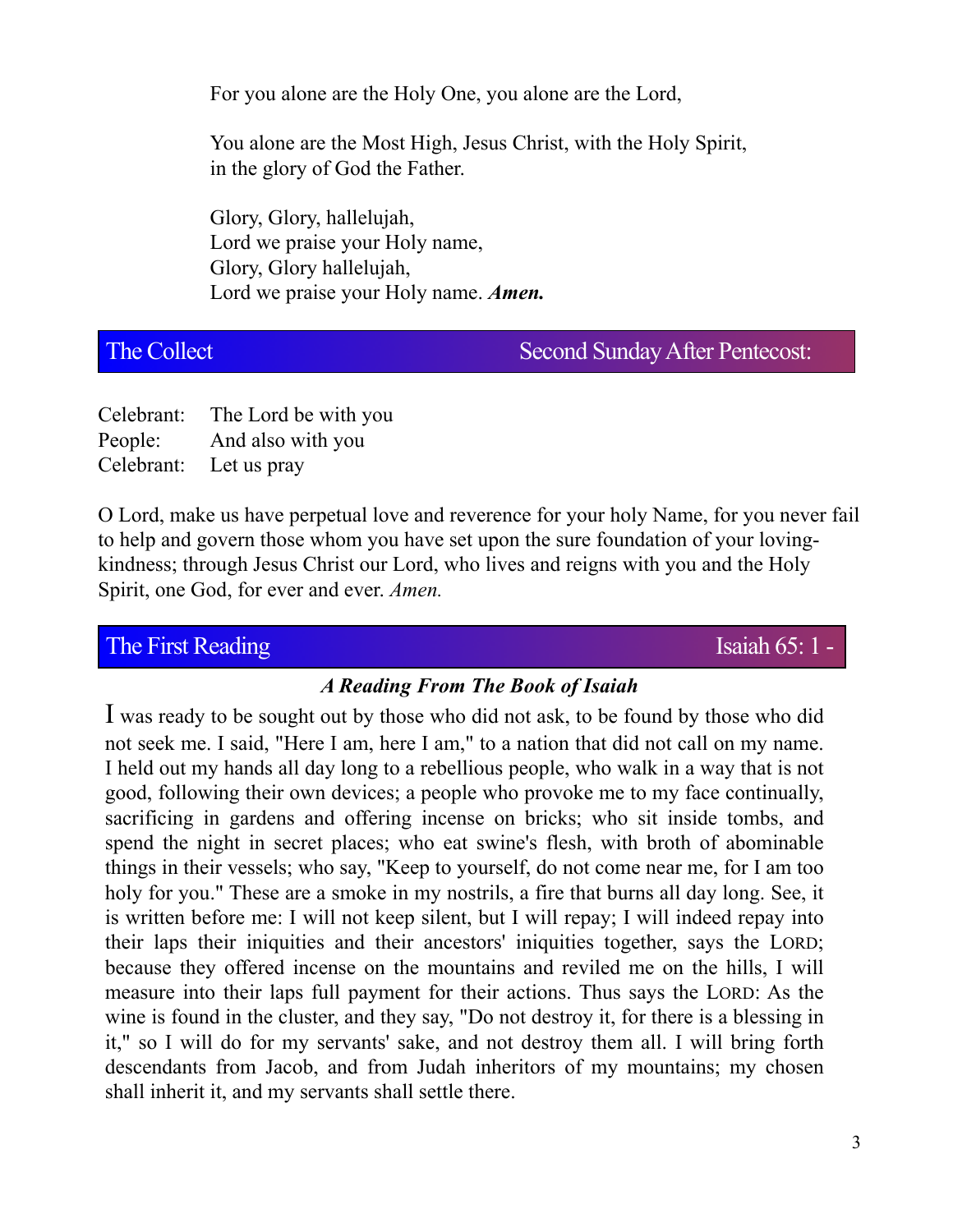For you alone are the Holy One, you alone are the Lord,

You alone are the Most High, Jesus Christ, with the Holy Spirit,
in the glory of God the Father.

Glory, Glory, hallelujah,
Lord we praise your Holy name,
Glory, Glory hallelujah,
Lord we praise your Holy name. ***Amen.***

## The Collect — Second Sunday After Pentecost:

Celebrant: The Lord be with you
People: And also with you
Celebrant: Let us pray

O Lord, make us have perpetual love and reverence for your holy Name, for you never fail to help and govern those whom you have set upon the sure foundation of your loving-kindness; through Jesus Christ our Lord, who lives and reigns with you and the Holy Spirit, one God, for ever and ever. *Amen.*

## The First Reading — Isaiah 65: 1 -

***A Reading From The Book of Isaiah***

I was ready to be sought out by those who did not ask, to be found by those who did not seek me. I said, "Here I am, here I am," to a nation that did not call on my name. I held out my hands all day long to a rebellious people, who walk in a way that is not good, following their own devices; a people who provoke me to my face continually, sacrificing in gardens and offering incense on bricks; who sit inside tombs, and spend the night in secret places; who eat swine's flesh, with broth of abominable things in their vessels; who say, "Keep to yourself, do not come near me, for I am too holy for you." These are a smoke in my nostrils, a fire that burns all day long. See, it is written before me: I will not keep silent, but I will repay; I will indeed repay into their laps their iniquities and their ancestors' iniquities together, says the LORD; because they offered incense on the mountains and reviled me on the hills, I will measure into their laps full payment for their actions. Thus says the LORD: As the wine is found in the cluster, and they say, "Do not destroy it, for there is a blessing in it," so I will do for my servants' sake, and not destroy them all. I will bring forth descendants from Jacob, and from Judah inheritors of my mountains; my chosen shall inherit it, and my servants shall settle there.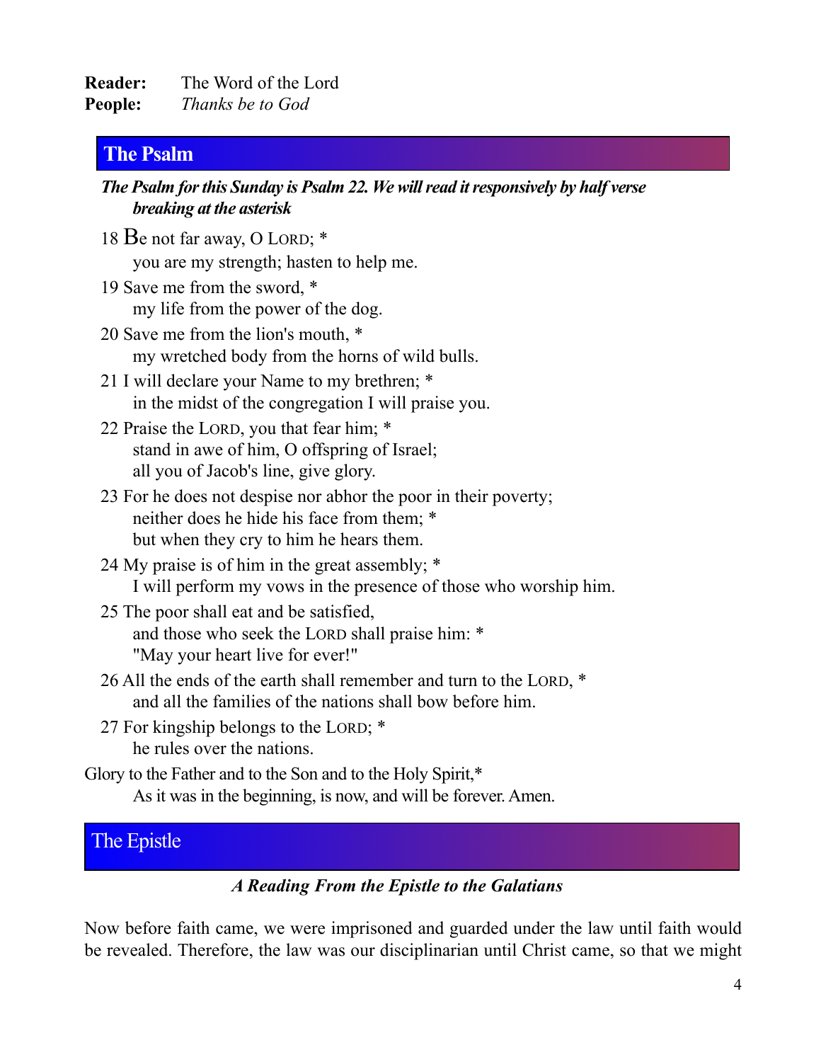**Reader:** The Word of the Lord
**People:** *Thanks be to God*

## The Psalm

***The Psalm for this Sunday is Psalm 22. We will read it responsively by half verse breaking at the asterisk***

18 Be not far away, O LORD; *
you are my strength; hasten to help me.

19 Save me from the sword, *
my life from the power of the dog.

20 Save me from the lion's mouth, *
my wretched body from the horns of wild bulls.

21 I will declare your Name to my brethren; *
in the midst of the congregation I will praise you.

22 Praise the LORD, you that fear him; *
stand in awe of him, O offspring of Israel;
all you of Jacob's line, give glory.

23 For he does not despise nor abhor the poor in their poverty;
neither does he hide his face from them; *
but when they cry to him he hears them.

24 My praise is of him in the great assembly; *
I will perform my vows in the presence of those who worship him.

25 The poor shall eat and be satisfied,
and those who seek the LORD shall praise him: *
"May your heart live for ever!"

26 All the ends of the earth shall remember and turn to the LORD, *
and all the families of the nations shall bow before him.

27 For kingship belongs to the LORD; *
he rules over the nations.

Glory to the Father and to the Son and to the Holy Spirit,*
As it was in the beginning, is now, and will be forever. Amen.

## The Epistle

***A Reading From the Epistle to the Galatians***

Now before faith came, we were imprisoned and guarded under the law until faith would be revealed. Therefore, the law was our disciplinarian until Christ came, so that we might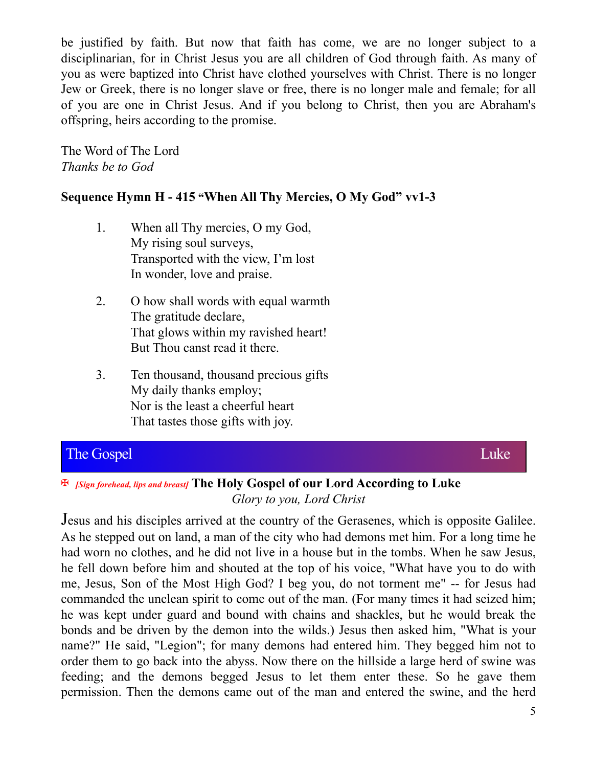be justified by faith. But now that faith has come, we are no longer subject to a disciplinarian, for in Christ Jesus you are all children of God through faith. As many of you as were baptized into Christ have clothed yourselves with Christ. There is no longer Jew or Greek, there is no longer slave or free, there is no longer male and female; for all of you are one in Christ Jesus. And if you belong to Christ, then you are Abraham's offspring, heirs according to the promise.

The Word of The Lord
*Thanks be to God*

**Sequence Hymn H - 415 "When All Thy Mercies, O My God" vv1-3**

1. When all Thy mercies, O my God,
   My rising soul surveys,
   Transported with the view, I'm lost
   In wonder, love and praise.

2. O how shall words with equal warmth
   The gratitude declare,
   That glows within my ravished heart!
   But Thou canst read it there.

3. Ten thousand, thousand precious gifts
   My daily thanks employ;
   Nor is the least a cheerful heart
   That tastes those gifts with joy.

## The Gospel — Luke

✠ ***[Sign forehead, lips and breast]*** **The Holy Gospel of our Lord According to Luke**
*Glory to you, Lord Christ*

Jesus and his disciples arrived at the country of the Gerasenes, which is opposite Galilee. As he stepped out on land, a man of the city who had demons met him. For a long time he had worn no clothes, and he did not live in a house but in the tombs. When he saw Jesus, he fell down before him and shouted at the top of his voice, "What have you to do with me, Jesus, Son of the Most High God? I beg you, do not torment me" -- for Jesus had commanded the unclean spirit to come out of the man. (For many times it had seized him; he was kept under guard and bound with chains and shackles, but he would break the bonds and be driven by the demon into the wilds.) Jesus then asked him, "What is your name?" He said, "Legion"; for many demons had entered him. They begged him not to order them to go back into the abyss. Now there on the hillside a large herd of swine was feeding; and the demons begged Jesus to let them enter these. So he gave them permission. Then the demons came out of the man and entered the swine, and the herd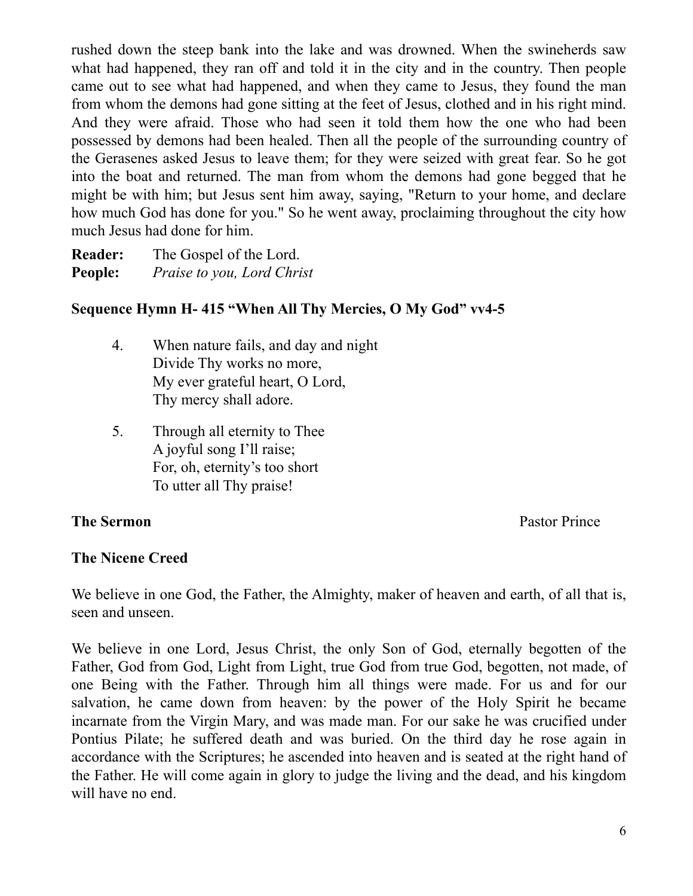rushed down the steep bank into the lake and was drowned. When the swineherds saw what had happened, they ran off and told it in the city and in the country. Then people came out to see what had happened, and when they came to Jesus, they found the man from whom the demons had gone sitting at the feet of Jesus, clothed and in his right mind. And they were afraid. Those who had seen it told them how the one who had been possessed by demons had been healed. Then all the people of the surrounding country of the Gerasenes asked Jesus to leave them; for they were seized with great fear. So he got into the boat and returned. The man from whom the demons had gone begged that he might be with him; but Jesus sent him away, saying, "Return to your home, and declare how much God has done for you." So he went away, proclaiming throughout the city how much Jesus had done for him.

**Reader:** The Gospel of the Lord.
**People:** *Praise to you, Lord Christ*

**Sequence Hymn H- 415 "When All Thy Mercies, O My God" vv4-5**

4. When nature fails, and day and night
   Divide Thy works no more,
   My ever grateful heart, O Lord,
   Thy mercy shall adore.

5. Through all eternity to Thee
   A joyful song I'll raise;
   For, oh, eternity's too short
   To utter all Thy praise!

**The Sermon** Pastor Prince

**The Nicene Creed**

We believe in one God, the Father, the Almighty, maker of heaven and earth, of all that is, seen and unseen.

We believe in one Lord, Jesus Christ, the only Son of God, eternally begotten of the Father, God from God, Light from Light, true God from true God, begotten, not made, of one Being with the Father. Through him all things were made. For us and for our salvation, he came down from heaven: by the power of the Holy Spirit he became incarnate from the Virgin Mary, and was made man. For our sake he was crucified under Pontius Pilate; he suffered death and was buried. On the third day he rose again in accordance with the Scriptures; he ascended into heaven and is seated at the right hand of the Father. He will come again in glory to judge the living and the dead, and his kingdom will have no end.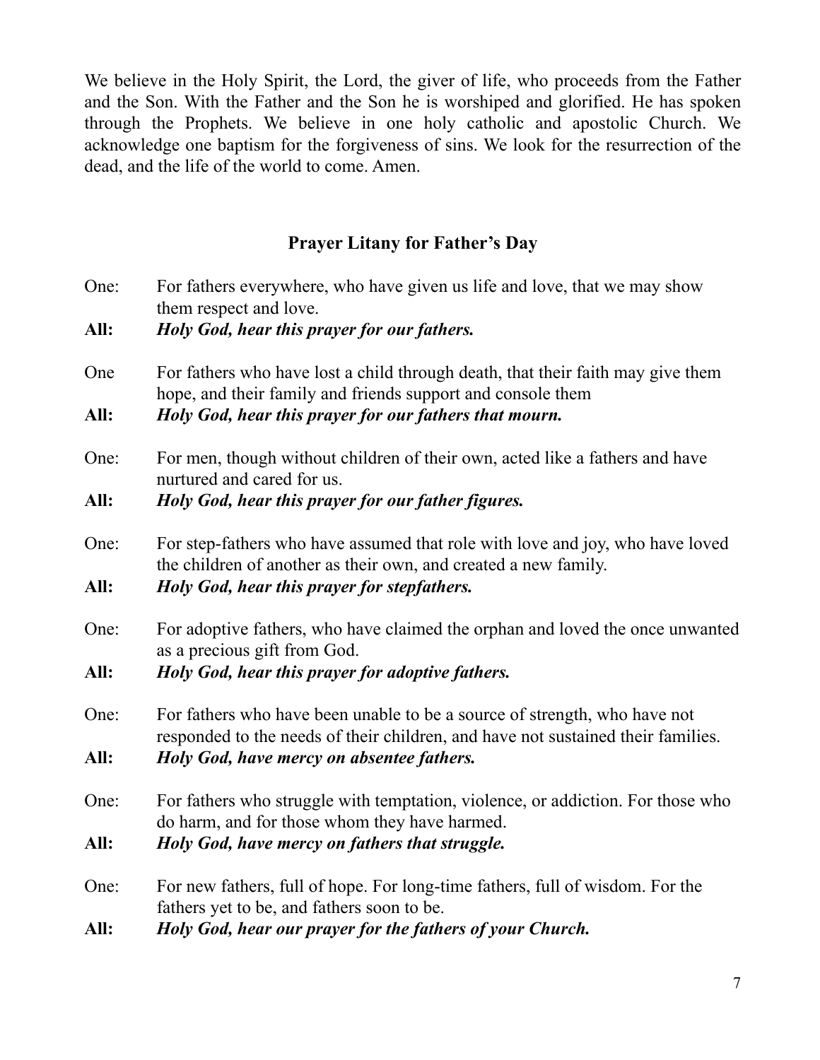We believe in the Holy Spirit, the Lord, the giver of life, who proceeds from the Father and the Son. With the Father and the Son he is worshiped and glorified. He has spoken through the Prophets. We believe in one holy catholic and apostolic Church. We acknowledge one baptism for the forgiveness of sins. We look for the resurrection of the dead, and the life of the world to come. Amen.

## Prayer Litany for Father's Day

One: For fathers everywhere, who have given us life and love, that we may show them respect and love.

**All:** ***Holy God, hear this prayer for our fathers.***

One For fathers who have lost a child through death, that their faith may give them hope, and their family and friends support and console them

**All:** ***Holy God, hear this prayer for our fathers that mourn.***

One: For men, though without children of their own, acted like a fathers and have nurtured and cared for us.

**All:** ***Holy God, hear this prayer for our father figures.***

One: For step-fathers who have assumed that role with love and joy, who have loved the children of another as their own, and created a new family.

**All:** ***Holy God, hear this prayer for stepfathers.***

One: For adoptive fathers, who have claimed the orphan and loved the once unwanted as a precious gift from God.

**All:** ***Holy God, hear this prayer for adoptive fathers.***

One: For fathers who have been unable to be a source of strength, who have not responded to the needs of their children, and have not sustained their families.

**All:** ***Holy God, have mercy on absentee fathers.***

One: For fathers who struggle with temptation, violence, or addiction. For those who do harm, and for those whom they have harmed.

**All:** ***Holy God, have mercy on fathers that struggle.***

One: For new fathers, full of hope. For long-time fathers, full of wisdom. For the fathers yet to be, and fathers soon to be.

**All:** ***Holy God, hear our prayer for the fathers of your Church.***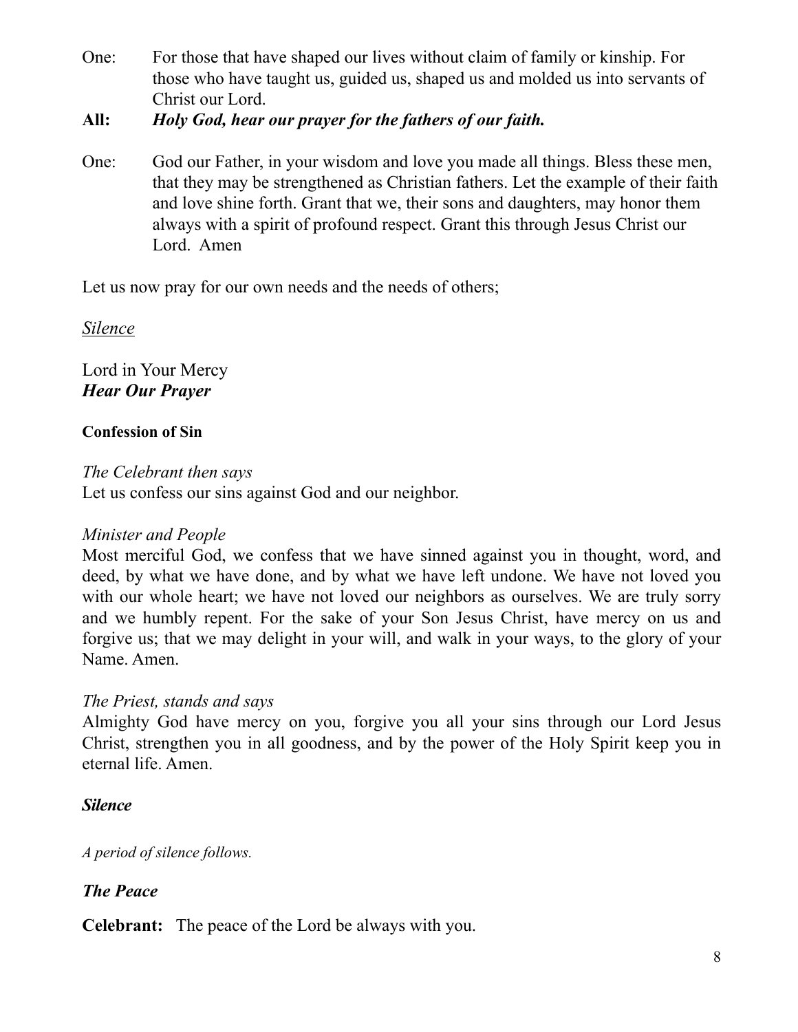One: For those that have shaped our lives without claim of family or kinship. For those who have taught us, guided us, shaped us and molded us into servants of Christ our Lord.

**All:** ***Holy God, hear our prayer for the fathers of our faith.***

One: God our Father, in your wisdom and love you made all things. Bless these men, that they may be strengthened as Christian fathers. Let the example of their faith and love shine forth. Grant that we, their sons and daughters, may honor them always with a spirit of profound respect. Grant this through Jesus Christ our Lord. Amen

Let us now pray for our own needs and the needs of others;

*Silence*

Lord in Your Mercy
***Hear Our Prayer***

**Confession of Sin**

*The Celebrant then says*
Let us confess our sins against God and our neighbor.

*Minister and People*
Most merciful God, we confess that we have sinned against you in thought, word, and deed, by what we have done, and by what we have left undone. We have not loved you with our whole heart; we have not loved our neighbors as ourselves. We are truly sorry and we humbly repent. For the sake of your Son Jesus Christ, have mercy on us and forgive us; that we may delight in your will, and walk in your ways, to the glory of your Name. Amen.

*The Priest, stands and says*
Almighty God have mercy on you, forgive you all your sins through our Lord Jesus Christ, strengthen you in all goodness, and by the power of the Holy Spirit keep you in eternal life. Amen.

***Silence***

*A period of silence follows.*

***The Peace***

**Celebrant:** The peace of the Lord be always with you.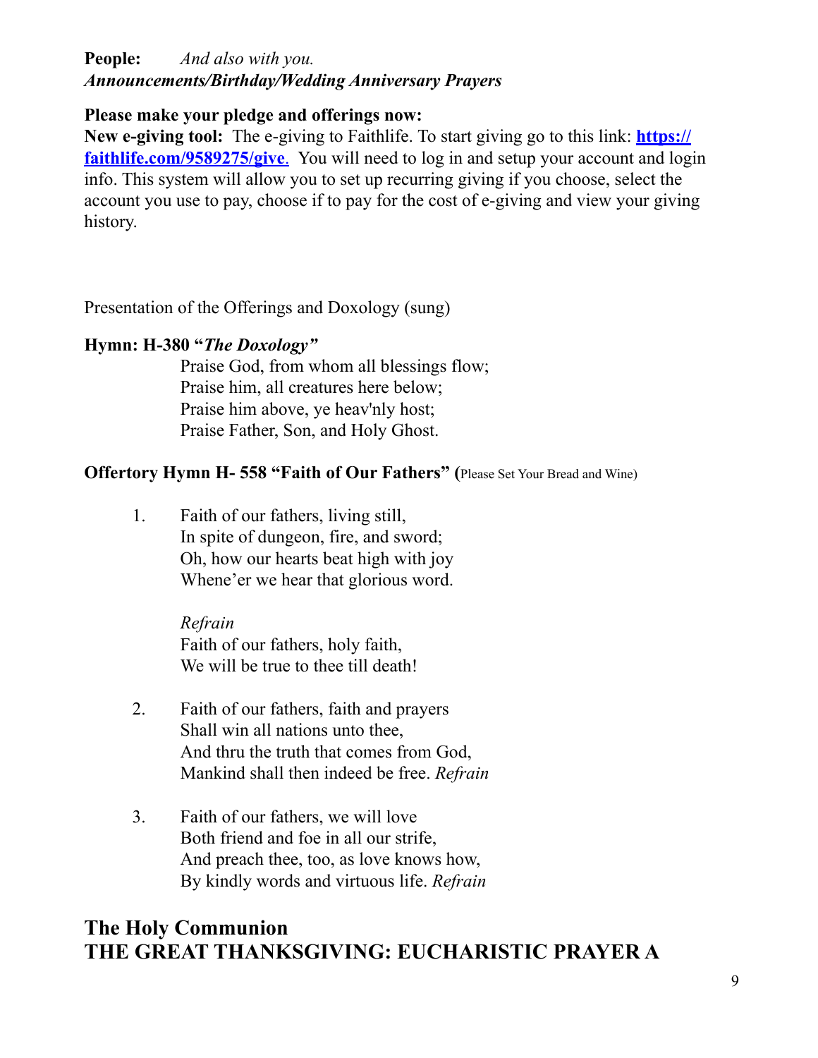**People:** *And also with you.*
***Announcements/Birthday/Wedding Anniversary Prayers***

**Please make your pledge and offerings now:**
**New e-giving tool:** The e-giving to Faithlife. To start giving go to this link: **[https://faithlife.com/9589275/give](https://faithlife.com/9589275/give)**. You will need to log in and setup your account and login info. This system will allow you to set up recurring giving if you choose, select the account you use to pay, choose if to pay for the cost of e-giving and view your giving history.

Presentation of the Offerings and Doxology (sung)

**Hymn: H-380 "*The Doxology*"**

Praise God, from whom all blessings flow;
Praise him, all creatures here below;
Praise him above, ye heav'nly host;
Praise Father, Son, and Holy Ghost.

**Offertory Hymn H- 558 "Faith of Our Fathers" (**Please Set Your Bread and Wine)

1. Faith of our fathers, living still,
   In spite of dungeon, fire, and sword;
   Oh, how our hearts beat high with joy
   Whene'er we hear that glorious word.

   *Refrain*
   Faith of our fathers, holy faith,
   We will be true to thee till death!

2. Faith of our fathers, faith and prayers
   Shall win all nations unto thee,
   And thru the truth that comes from God,
   Mankind shall then indeed be free. *Refrain*

3. Faith of our fathers, we will love
   Both friend and foe in all our strife,
   And preach thee, too, as love knows how,
   By kindly words and virtuous life. *Refrain*

## The Holy Communion
## THE GREAT THANKSGIVING: EUCHARISTIC PRAYER A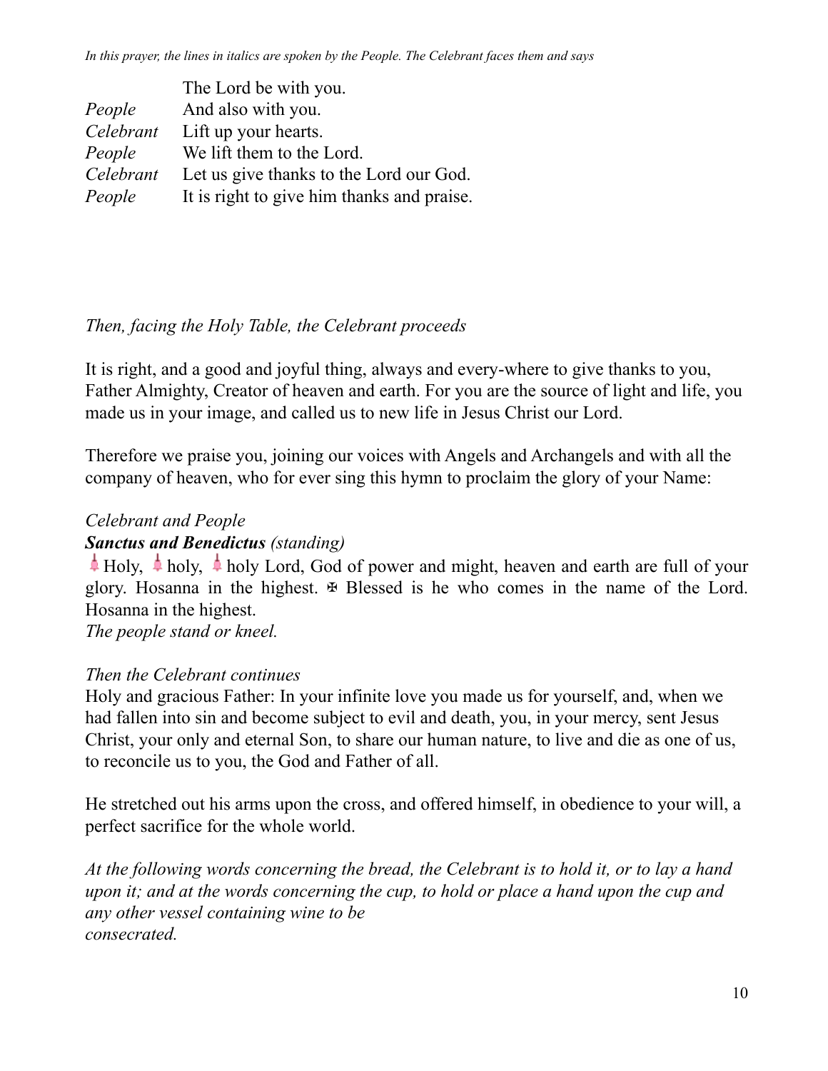*In this prayer, the lines in italics are spoken by the People. The Celebrant faces them and says*

| | |
|---|---|
| | The Lord be with you. |
| *People* | And also with you. |
| *Celebrant* | Lift up your hearts. |
| *People* | We lift them to the Lord. |
| *Celebrant* | Let us give thanks to the Lord our God. |
| *People* | It is right to give him thanks and praise. |

*Then, facing the Holy Table, the Celebrant proceeds*

It is right, and a good and joyful thing, always and every-where to give thanks to you, Father Almighty, Creator of heaven and earth. For you are the source of light and life, you made us in your image, and called us to new life in Jesus Christ our Lord.

Therefore we praise you, joining our voices with Angels and Archangels and with all the company of heaven, who for ever sing this hymn to proclaim the glory of your Name:

*Celebrant and People*

***Sanctus and Benedictus*** *(standing)*

🔔 Holy, 🔔 holy, 🔔 holy Lord, God of power and might, heaven and earth are full of your glory. Hosanna in the highest. ✠ Blessed is he who comes in the name of the Lord. Hosanna in the highest.

*The people stand or kneel.*

*Then the Celebrant continues*

Holy and gracious Father: In your infinite love you made us for yourself, and, when we had fallen into sin and become subject to evil and death, you, in your mercy, sent Jesus Christ, your only and eternal Son, to share our human nature, to live and die as one of us, to reconcile us to you, the God and Father of all.

He stretched out his arms upon the cross, and offered himself, in obedience to your will, a perfect sacrifice for the whole world.

*At the following words concerning the bread, the Celebrant is to hold it, or to lay a hand upon it; and at the words concerning the cup, to hold or place a hand upon the cup and any other vessel containing wine to be consecrated.*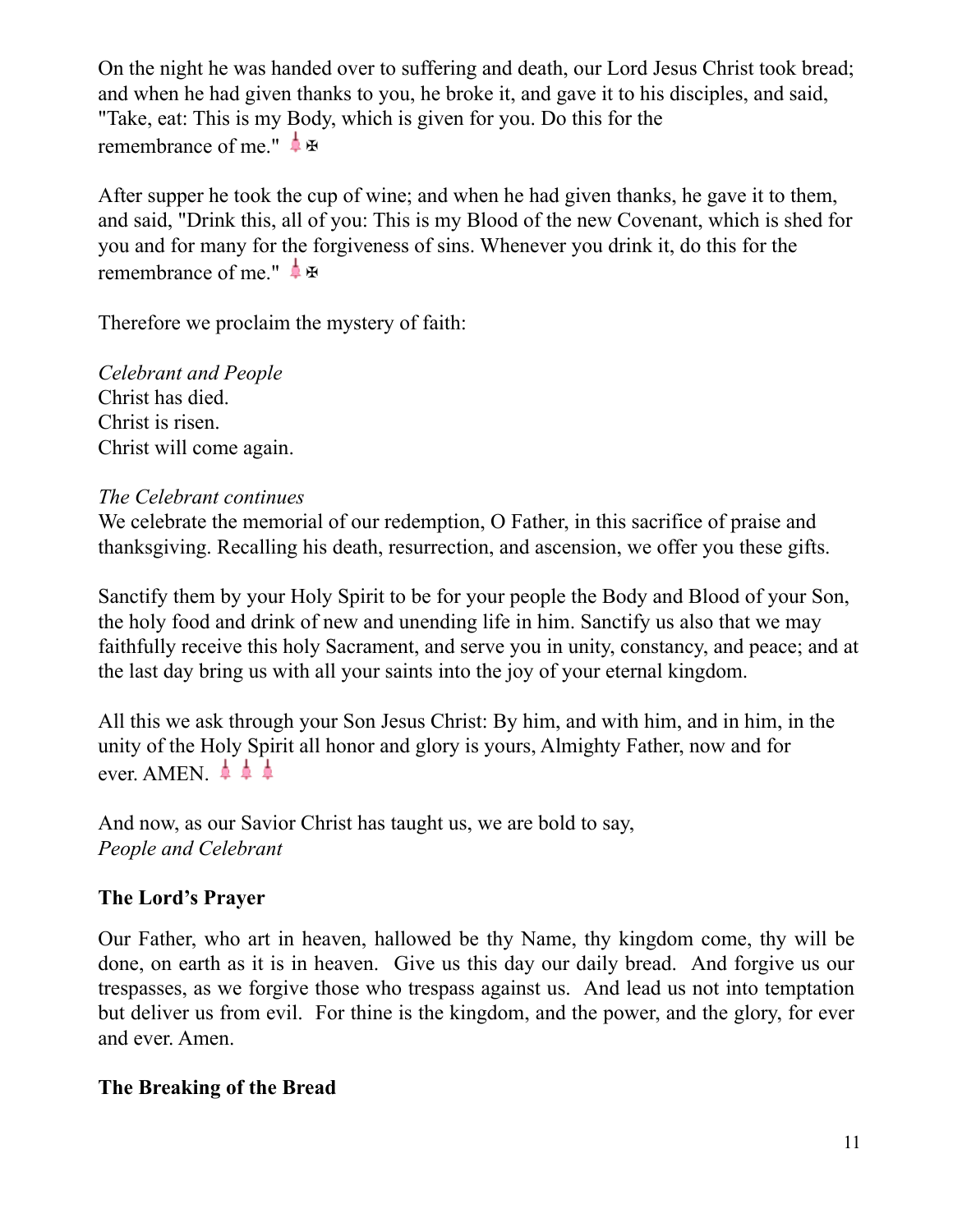On the night he was handed over to suffering and death, our Lord Jesus Christ took bread; and when he had given thanks to you, he broke it, and gave it to his disciples, and said, "Take, eat: This is my Body, which is given for you. Do this for the remembrance of me." 🔔 ✠

After supper he took the cup of wine; and when he had given thanks, he gave it to them, and said, "Drink this, all of you: This is my Blood of the new Covenant, which is shed for you and for many for the forgiveness of sins. Whenever you drink it, do this for the remembrance of me." 🔔 ✠

Therefore we proclaim the mystery of faith:

*Celebrant and People*
Christ has died.
Christ is risen.
Christ will come again.

*The Celebrant continues*
We celebrate the memorial of our redemption, O Father, in this sacrifice of praise and thanksgiving. Recalling his death, resurrection, and ascension, we offer you these gifts.

Sanctify them by your Holy Spirit to be for your people the Body and Blood of your Son, the holy food and drink of new and unending life in him. Sanctify us also that we may faithfully receive this holy Sacrament, and serve you in unity, constancy, and peace; and at the last day bring us with all your saints into the joy of your eternal kingdom.

All this we ask through your Son Jesus Christ: By him, and with him, and in him, in the unity of the Holy Spirit all honor and glory is yours, Almighty Father, now and for ever. AMEN. 🔔 🔔 🔔

And now, as our Savior Christ has taught us, we are bold to say,
*People and Celebrant*

**The Lord's Prayer**

Our Father, who art in heaven, hallowed be thy Name, thy kingdom come, thy will be done, on earth as it is in heaven. Give us this day our daily bread. And forgive us our trespasses, as we forgive those who trespass against us. And lead us not into temptation but deliver us from evil. For thine is the kingdom, and the power, and the glory, for ever and ever. Amen.

**The Breaking of the Bread**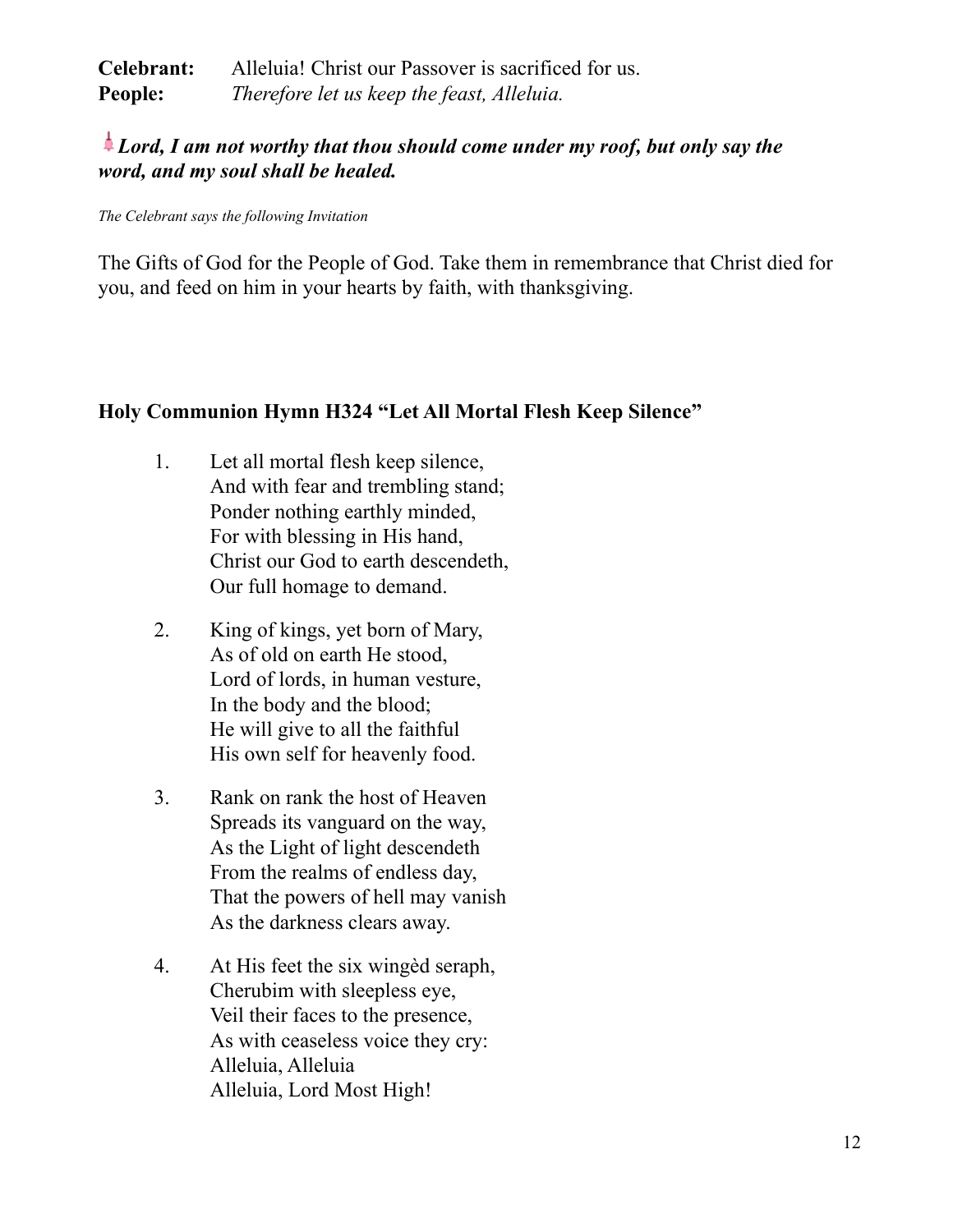**Celebrant:** Alleluia! Christ our Passover is sacrificed for us.
**People:** *Therefore let us keep the feast, Alleluia.*

🔔***Lord, I am not worthy that thou should come under my roof, but only say the word, and my soul shall be healed.***

*The Celebrant says the following Invitation*

The Gifts of God for the People of God. Take them in remembrance that Christ died for you, and feed on him in your hearts by faith, with thanksgiving.

**Holy Communion Hymn H324 "Let All Mortal Flesh Keep Silence"**

1. Let all mortal flesh keep silence,
   And with fear and trembling stand;
   Ponder nothing earthly minded,
   For with blessing in His hand,
   Christ our God to earth descendeth,
   Our full homage to demand.

2. King of kings, yet born of Mary,
   As of old on earth He stood,
   Lord of lords, in human vesture,
   In the body and the blood;
   He will give to all the faithful
   His own self for heavenly food.

3. Rank on rank the host of Heaven
   Spreads its vanguard on the way,
   As the Light of light descendeth
   From the realms of endless day,
   That the powers of hell may vanish
   As the darkness clears away.

4. At His feet the six wingèd seraph,
   Cherubim with sleepless eye,
   Veil their faces to the presence,
   As with ceaseless voice they cry:
   Alleluia, Alleluia
   Alleluia, Lord Most High!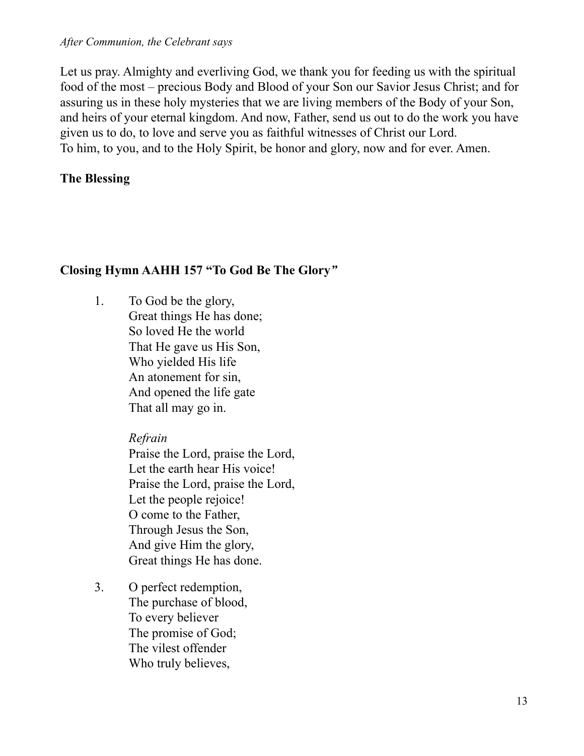*After Communion, the Celebrant says*

Let us pray. Almighty and everliving God, we thank you for feeding us with the spiritual food of the most – precious Body and Blood of your Son our Savior Jesus Christ; and for assuring us in these holy mysteries that we are living members of the Body of your Son, and heirs of your eternal kingdom. And now, Father, send us out to do the work you have given us to do, to love and serve you as faithful witnesses of Christ our Lord.
To him, to you, and to the Holy Spirit, be honor and glory, now and for ever. Amen.

**The Blessing**

**Closing Hymn AAHH 157 "To God Be The Glory"**

1. To God be the glory,
   Great things He has done;
   So loved He the world
   That He gave us His Son,
   Who yielded His life
   An atonement for sin,
   And opened the life gate
   That all may go in.

   *Refrain*
   Praise the Lord, praise the Lord,
   Let the earth hear His voice!
   Praise the Lord, praise the Lord,
   Let the people rejoice!
   O come to the Father,
   Through Jesus the Son,
   And give Him the glory,
   Great things He has done.

3. O perfect redemption,
   The purchase of blood,
   To every believer
   The promise of God;
   The vilest offender
   Who truly believes,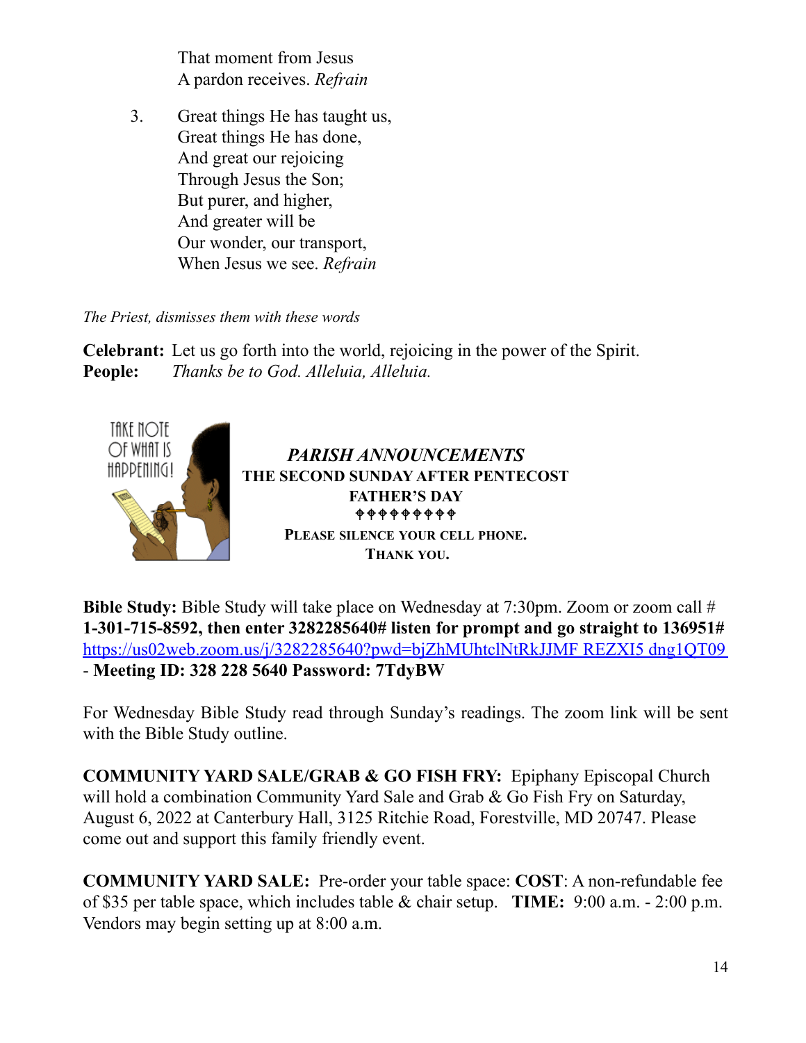That moment from Jesus
A pardon receives. *Refrain*

3. Great things He has taught us,
Great things He has done,
And great our rejoicing
Through Jesus the Son;
But purer, and higher,
And greater will be
Our wonder, our transport,
When Jesus we see. *Refrain*

*The Priest, dismisses them with these words*

**Celebrant:** Let us go forth into the world, rejoicing in the power of the Spirit.
**People:** *Thanks be to God. Alleluia, Alleluia.*

TAKE NOTE OF WHAT IS HAPPENING!

## *PARISH ANNOUNCEMENTS*

**THE SECOND SUNDAY AFTER PENTECOST**
**FATHER'S DAY**

♰♰♰♰♰♰♰♰♰

**PLEASE SILENCE YOUR CELL PHONE.**
**THANK YOU.**

**Bible Study:** Bible Study will take place on Wednesday at 7:30pm. Zoom or zoom call # **1-301-715-8592, then enter 3282285640# listen for prompt and go straight to 136951#** https://us02web.zoom.us/j/3282285640?pwd=bjZhMUhtclNtRkJJMF REZXI5 dng1QT09 - **Meeting ID: 328 228 5640 Password: 7TdyBW**

For Wednesday Bible Study read through Sunday's readings. The zoom link will be sent with the Bible Study outline.

**COMMUNITY YARD SALE/GRAB & GO FISH FRY:** Epiphany Episcopal Church will hold a combination Community Yard Sale and Grab & Go Fish Fry on Saturday, August 6, 2022 at Canterbury Hall, 3125 Ritchie Road, Forestville, MD 20747. Please come out and support this family friendly event.

**COMMUNITY YARD SALE:** Pre-order your table space: **COST**: A non-refundable fee of $35 per table space, which includes table & chair setup. **TIME:** 9:00 a.m. - 2:00 p.m. Vendors may begin setting up at 8:00 a.m.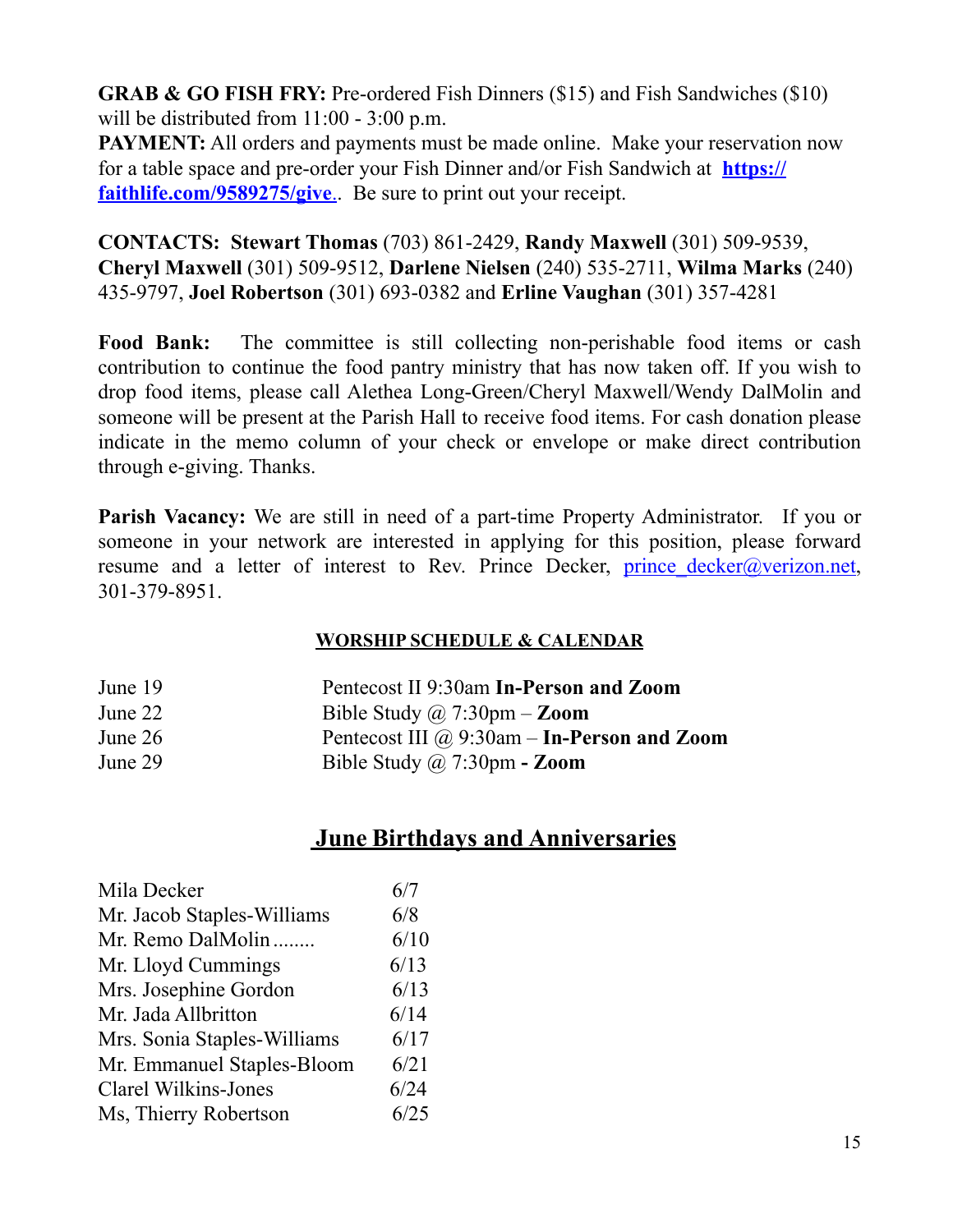**GRAB & GO FISH FRY:** Pre-ordered Fish Dinners ($15) and Fish Sandwiches ($10) will be distributed from 11:00 - 3:00 p.m.
**PAYMENT:** All orders and payments must be made online. Make your reservation now for a table space and pre-order your Fish Dinner and/or Fish Sandwich at **https://faithlife.com/9589275/give**.. Be sure to print out your receipt.

**CONTACTS: Stewart Thomas** (703) 861-2429, **Randy Maxwell** (301) 509-9539, **Cheryl Maxwell** (301) 509-9512, **Darlene Nielsen** (240) 535-2711, **Wilma Marks** (240) 435-9797, **Joel Robertson** (301) 693-0382 and **Erline Vaughan** (301) 357-4281

**Food Bank:** The committee is still collecting non-perishable food items or cash contribution to continue the food pantry ministry that has now taken off. If you wish to drop food items, please call Alethea Long-Green/Cheryl Maxwell/Wendy DalMolin and someone will be present at the Parish Hall to receive food items. For cash donation please indicate in the memo column of your check or envelope or make direct contribution through e-giving. Thanks.

**Parish Vacancy:** We are still in need of a part-time Property Administrator. If you or someone in your network are interested in applying for this position, please forward resume and a letter of interest to Rev. Prince Decker, prince_decker@verizon.net, 301-379-8951.

## WORSHIP SCHEDULE & CALENDAR

| | |
|---|---|
| June 19 | Pentecost II 9:30am **In-Person and Zoom** |
| June 22 | Bible Study @ 7:30pm – **Zoom** |
| June 26 | Pentecost III @ 9:30am – **In-Person and Zoom** |
| June 29 | Bible Study @ 7:30pm **- Zoom** |

## June Birthdays and Anniversaries

| | |
|---|---|
| Mila Decker | 6/7 |
| Mr. Jacob Staples-Williams | 6/8 |
| Mr. Remo DalMolin........ | 6/10 |
| Mr. Lloyd Cummings | 6/13 |
| Mrs. Josephine Gordon | 6/13 |
| Mr. Jada Allbritton | 6/14 |
| Mrs. Sonia Staples-Williams | 6/17 |
| Mr. Emmanuel Staples-Bloom | 6/21 |
| Clarel Wilkins-Jones | 6/24 |
| Ms, Thierry Robertson | 6/25 |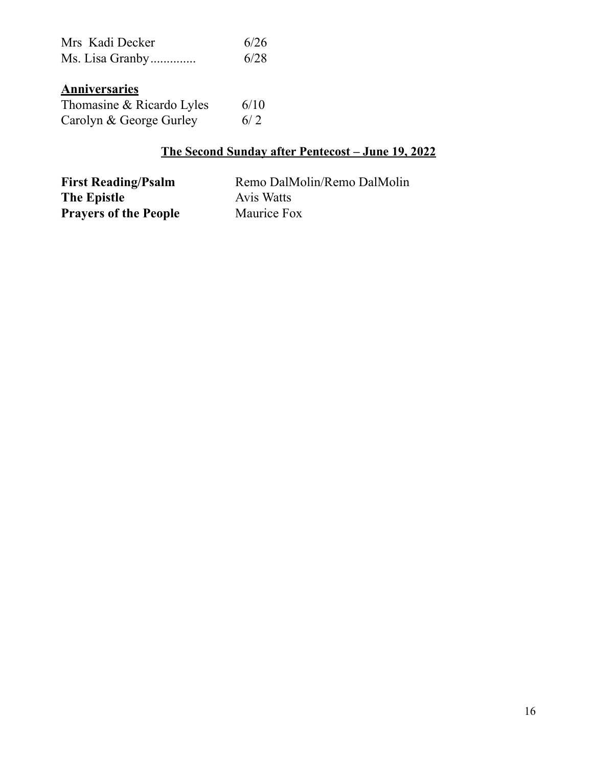| | |
|---|---|
| Mrs Kadi Decker | 6/26 |
| Ms. Lisa Granby............. | 6/28 |

**Anniversaries**

| | |
|---|---|
| Thomasine & Ricardo Lyles | 6/10 |
| Carolyn & George Gurley | 6/ 2 |

## The Second Sunday after Pentecost – June 19, 2022

| | |
|---|---|
| **First Reading/Psalm** | Remo DalMolin/Remo DalMolin |
| **The Epistle** | Avis Watts |
| **Prayers of the People** | Maurice Fox |